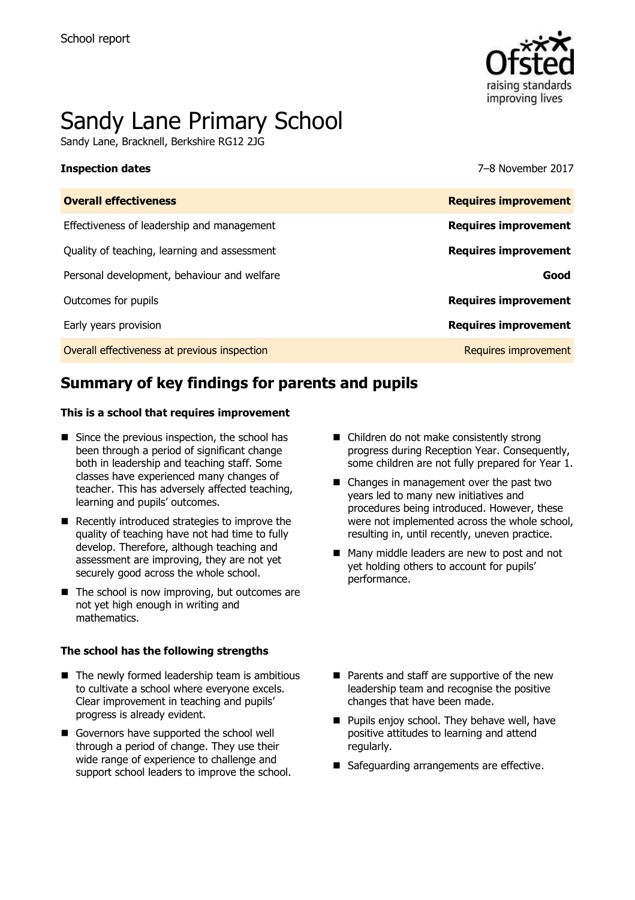School report

# Sandy Lane Primary School

Sandy Lane, Bracknell, Berkshire RG12 2JG

| **Inspection dates** | 7–8 November 2017 |
|---|---|
| **Overall effectiveness** | **Requires improvement** |
| Effectiveness of leadership and management | **Requires improvement** |
| Quality of teaching, learning and assessment | **Requires improvement** |
| Personal development, behaviour and welfare | **Good** |
| Outcomes for pupils | **Requires improvement** |
| Early years provision | **Requires improvement** |
| Overall effectiveness at previous inspection | Requires improvement |

## Summary of key findings for parents and pupils

### This is a school that requires improvement

- Since the previous inspection, the school has been through a period of significant change both in leadership and teaching staff. Some classes have experienced many changes of teacher. This has adversely affected teaching, learning and pupils' outcomes.
- Recently introduced strategies to improve the quality of teaching have not had time to fully develop. Therefore, although teaching and assessment are improving, they are not yet securely good across the whole school.
- The school is now improving, but outcomes are not yet high enough in writing and mathematics.
- Children do not make consistently strong progress during Reception Year. Consequently, some children are not fully prepared for Year 1.
- Changes in management over the past two years led to many new initiatives and procedures being introduced. However, these were not implemented across the whole school, resulting in, until recently, uneven practice.
- Many middle leaders are new to post and not yet holding others to account for pupils' performance.

### The school has the following strengths

- The newly formed leadership team is ambitious to cultivate a school where everyone excels. Clear improvement in teaching and pupils' progress is already evident.
- Governors have supported the school well through a period of change. They use their wide range of experience to challenge and support school leaders to improve the school.
- Parents and staff are supportive of the new leadership team and recognise the positive changes that have been made.
- Pupils enjoy school. They behave well, have positive attitudes to learning and attend regularly.
- Safeguarding arrangements are effective.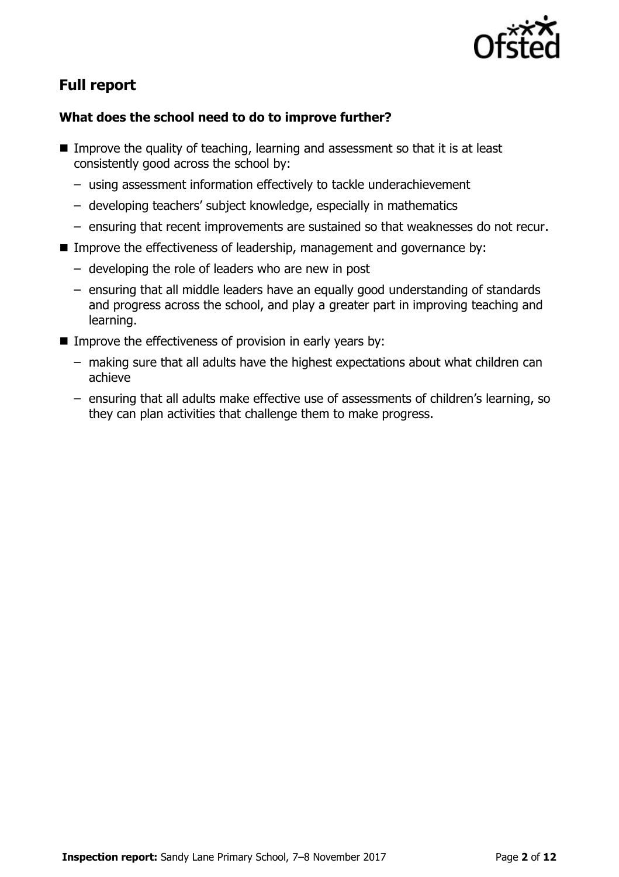## Full report

### What does the school need to do to improve further?

- Improve the quality of teaching, learning and assessment so that it is at least consistently good across the school by:
  - using assessment information effectively to tackle underachievement
  - developing teachers' subject knowledge, especially in mathematics
  - ensuring that recent improvements are sustained so that weaknesses do not recur.
- Improve the effectiveness of leadership, management and governance by:
  - developing the role of leaders who are new in post
  - ensuring that all middle leaders have an equally good understanding of standards and progress across the school, and play a greater part in improving teaching and learning.
- Improve the effectiveness of provision in early years by:
  - making sure that all adults have the highest expectations about what children can achieve
  - ensuring that all adults make effective use of assessments of children's learning, so they can plan activities that challenge them to make progress.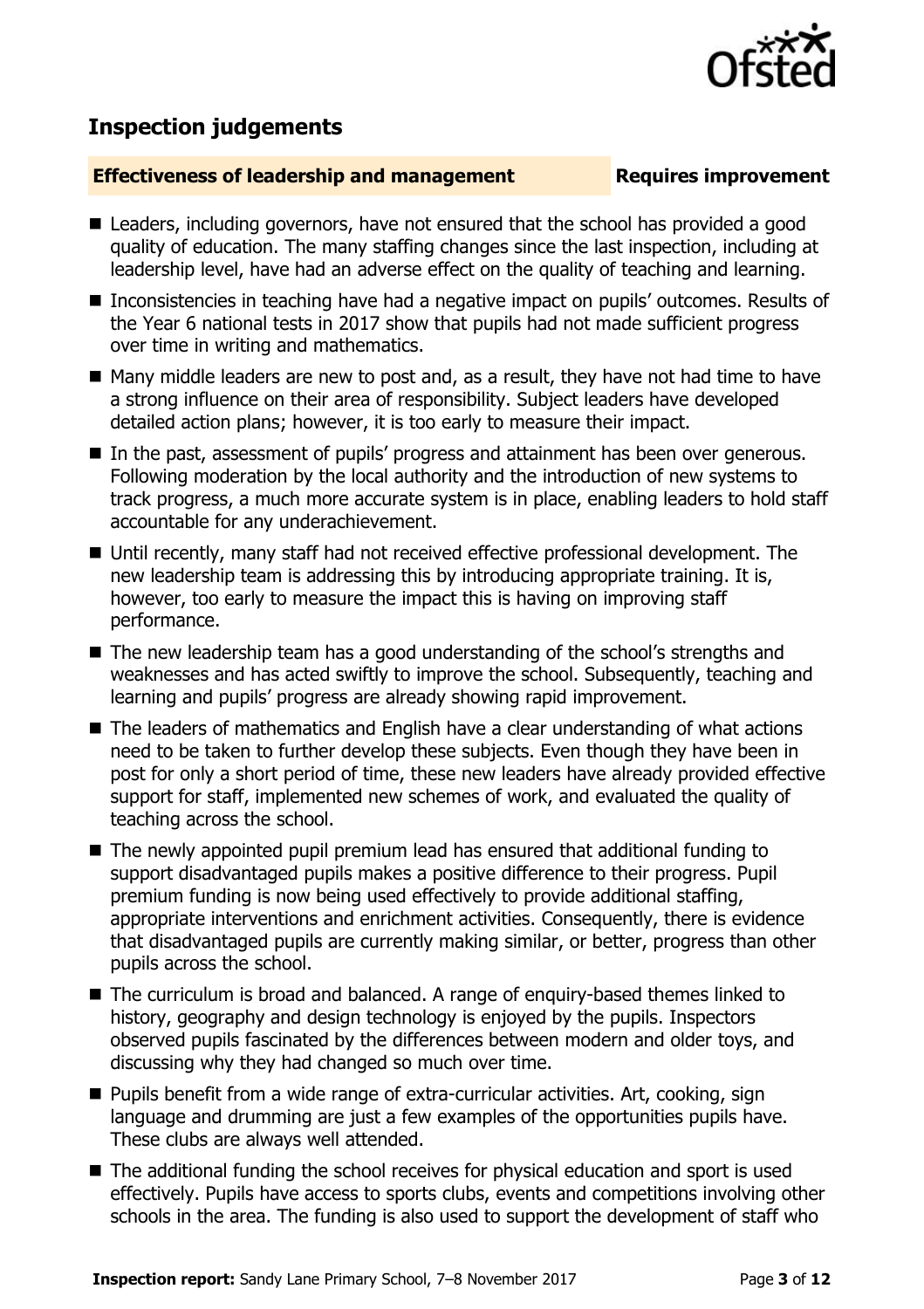## Inspection judgements

**Effectiveness of leadership and management** **Requires improvement**

- Leaders, including governors, have not ensured that the school has provided a good quality of education. The many staffing changes since the last inspection, including at leadership level, have had an adverse effect on the quality of teaching and learning.
- Inconsistencies in teaching have had a negative impact on pupils' outcomes. Results of the Year 6 national tests in 2017 show that pupils had not made sufficient progress over time in writing and mathematics.
- Many middle leaders are new to post and, as a result, they have not had time to have a strong influence on their area of responsibility. Subject leaders have developed detailed action plans; however, it is too early to measure their impact.
- In the past, assessment of pupils' progress and attainment has been over generous. Following moderation by the local authority and the introduction of new systems to track progress, a much more accurate system is in place, enabling leaders to hold staff accountable for any underachievement.
- Until recently, many staff had not received effective professional development. The new leadership team is addressing this by introducing appropriate training. It is, however, too early to measure the impact this is having on improving staff performance.
- The new leadership team has a good understanding of the school's strengths and weaknesses and has acted swiftly to improve the school. Subsequently, teaching and learning and pupils' progress are already showing rapid improvement.
- The leaders of mathematics and English have a clear understanding of what actions need to be taken to further develop these subjects. Even though they have been in post for only a short period of time, these new leaders have already provided effective support for staff, implemented new schemes of work, and evaluated the quality of teaching across the school.
- The newly appointed pupil premium lead has ensured that additional funding to support disadvantaged pupils makes a positive difference to their progress. Pupil premium funding is now being used effectively to provide additional staffing, appropriate interventions and enrichment activities. Consequently, there is evidence that disadvantaged pupils are currently making similar, or better, progress than other pupils across the school.
- The curriculum is broad and balanced. A range of enquiry-based themes linked to history, geography and design technology is enjoyed by the pupils. Inspectors observed pupils fascinated by the differences between modern and older toys, and discussing why they had changed so much over time.
- Pupils benefit from a wide range of extra-curricular activities. Art, cooking, sign language and drumming are just a few examples of the opportunities pupils have. These clubs are always well attended.
- The additional funding the school receives for physical education and sport is used effectively. Pupils have access to sports clubs, events and competitions involving other schools in the area. The funding is also used to support the development of staff who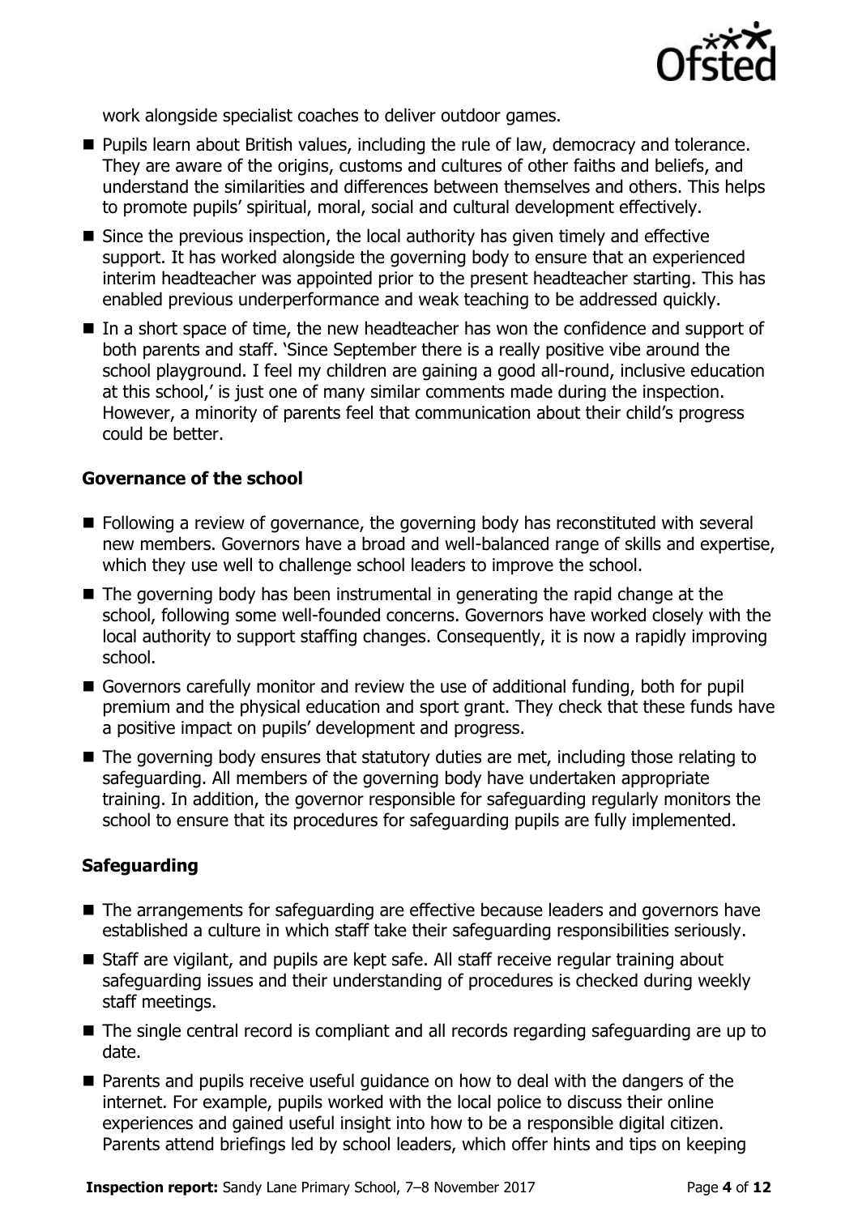work alongside specialist coaches to deliver outdoor games.

- Pupils learn about British values, including the rule of law, democracy and tolerance. They are aware of the origins, customs and cultures of other faiths and beliefs, and understand the similarities and differences between themselves and others. This helps to promote pupils' spiritual, moral, social and cultural development effectively.
- Since the previous inspection, the local authority has given timely and effective support. It has worked alongside the governing body to ensure that an experienced interim headteacher was appointed prior to the present headteacher starting. This has enabled previous underperformance and weak teaching to be addressed quickly.
- In a short space of time, the new headteacher has won the confidence and support of both parents and staff. 'Since September there is a really positive vibe around the school playground. I feel my children are gaining a good all-round, inclusive education at this school,' is just one of many similar comments made during the inspection. However, a minority of parents feel that communication about their child's progress could be better.

### Governance of the school

- Following a review of governance, the governing body has reconstituted with several new members. Governors have a broad and well-balanced range of skills and expertise, which they use well to challenge school leaders to improve the school.
- The governing body has been instrumental in generating the rapid change at the school, following some well-founded concerns. Governors have worked closely with the local authority to support staffing changes. Consequently, it is now a rapidly improving school.
- Governors carefully monitor and review the use of additional funding, both for pupil premium and the physical education and sport grant. They check that these funds have a positive impact on pupils' development and progress.
- The governing body ensures that statutory duties are met, including those relating to safeguarding. All members of the governing body have undertaken appropriate training. In addition, the governor responsible for safeguarding regularly monitors the school to ensure that its procedures for safeguarding pupils are fully implemented.

### Safeguarding

- The arrangements for safeguarding are effective because leaders and governors have established a culture in which staff take their safeguarding responsibilities seriously.
- Staff are vigilant, and pupils are kept safe. All staff receive regular training about safeguarding issues and their understanding of procedures is checked during weekly staff meetings.
- The single central record is compliant and all records regarding safeguarding are up to date.
- Parents and pupils receive useful guidance on how to deal with the dangers of the internet. For example, pupils worked with the local police to discuss their online experiences and gained useful insight into how to be a responsible digital citizen. Parents attend briefings led by school leaders, which offer hints and tips on keeping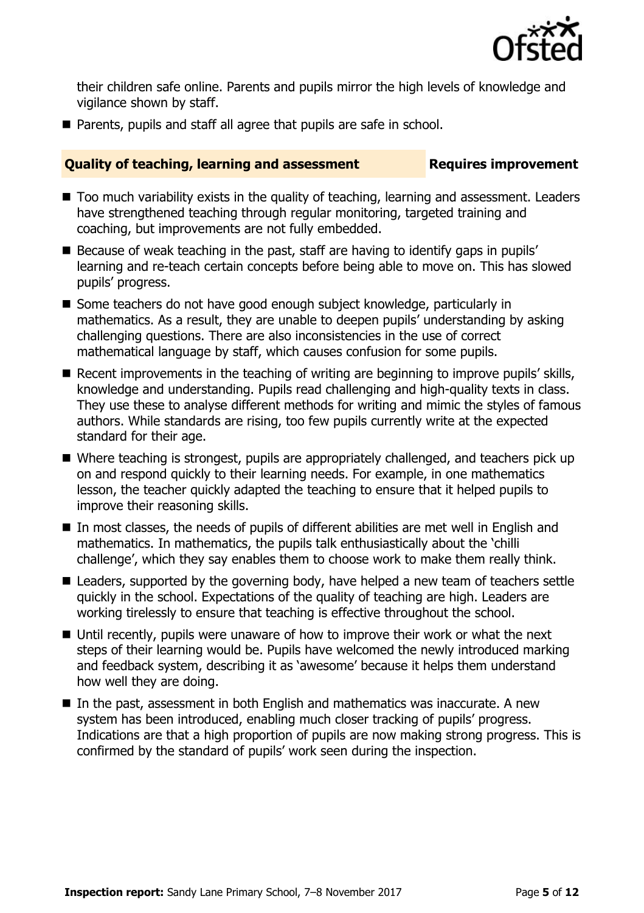their children safe online. Parents and pupils mirror the high levels of knowledge and vigilance shown by staff.

- Parents, pupils and staff all agree that pupils are safe in school.

## Quality of teaching, learning and assessment — Requires improvement

- Too much variability exists in the quality of teaching, learning and assessment. Leaders have strengthened teaching through regular monitoring, targeted training and coaching, but improvements are not fully embedded.
- Because of weak teaching in the past, staff are having to identify gaps in pupils' learning and re-teach certain concepts before being able to move on. This has slowed pupils' progress.
- Some teachers do not have good enough subject knowledge, particularly in mathematics. As a result, they are unable to deepen pupils' understanding by asking challenging questions. There are also inconsistencies in the use of correct mathematical language by staff, which causes confusion for some pupils.
- Recent improvements in the teaching of writing are beginning to improve pupils' skills, knowledge and understanding. Pupils read challenging and high-quality texts in class. They use these to analyse different methods for writing and mimic the styles of famous authors. While standards are rising, too few pupils currently write at the expected standard for their age.
- Where teaching is strongest, pupils are appropriately challenged, and teachers pick up on and respond quickly to their learning needs. For example, in one mathematics lesson, the teacher quickly adapted the teaching to ensure that it helped pupils to improve their reasoning skills.
- In most classes, the needs of pupils of different abilities are met well in English and mathematics. In mathematics, the pupils talk enthusiastically about the 'chilli challenge', which they say enables them to choose work to make them really think.
- Leaders, supported by the governing body, have helped a new team of teachers settle quickly in the school. Expectations of the quality of teaching are high. Leaders are working tirelessly to ensure that teaching is effective throughout the school.
- Until recently, pupils were unaware of how to improve their work or what the next steps of their learning would be. Pupils have welcomed the newly introduced marking and feedback system, describing it as 'awesome' because it helps them understand how well they are doing.
- In the past, assessment in both English and mathematics was inaccurate. A new system has been introduced, enabling much closer tracking of pupils' progress. Indications are that a high proportion of pupils are now making strong progress. This is confirmed by the standard of pupils' work seen during the inspection.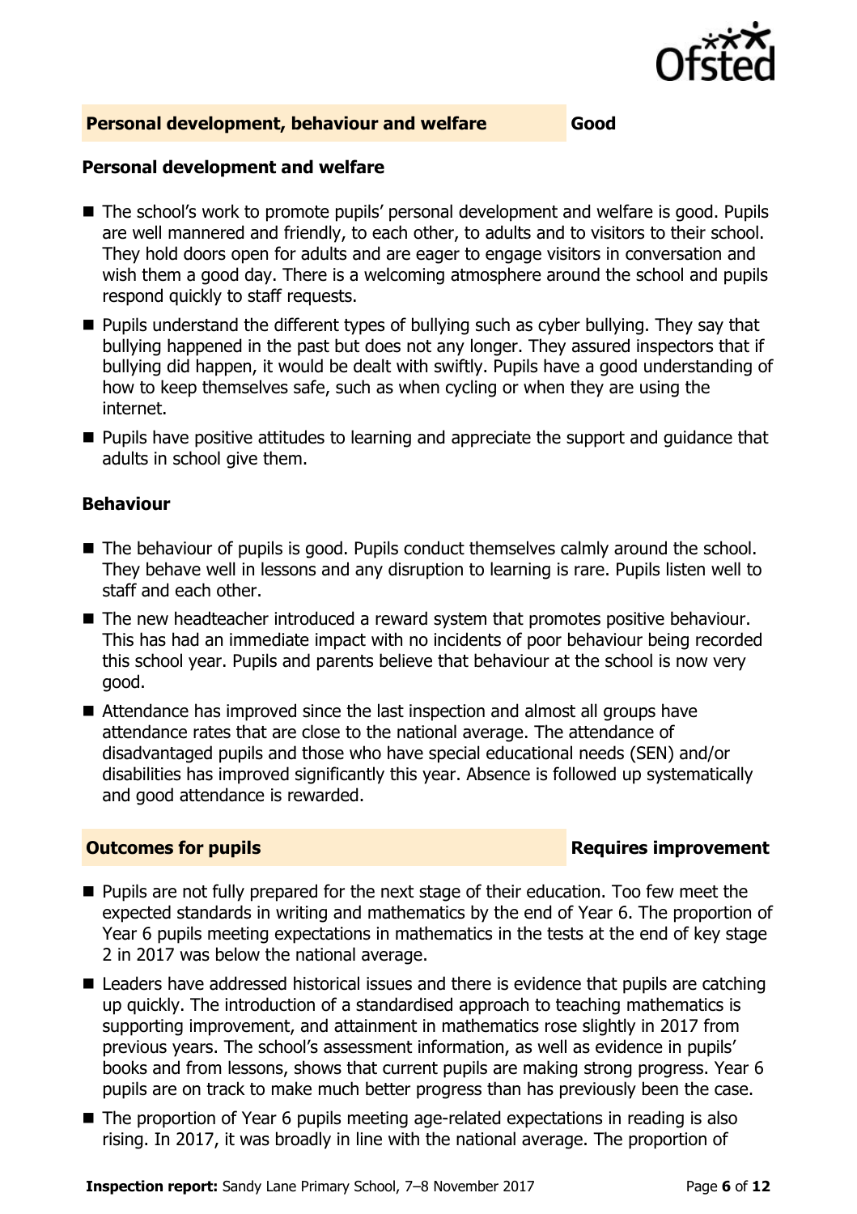## Personal development, behaviour and welfare — Good

### Personal development and welfare

- The school's work to promote pupils' personal development and welfare is good. Pupils are well mannered and friendly, to each other, to adults and to visitors to their school. They hold doors open for adults and are eager to engage visitors in conversation and wish them a good day. There is a welcoming atmosphere around the school and pupils respond quickly to staff requests.
- Pupils understand the different types of bullying such as cyber bullying. They say that bullying happened in the past but does not any longer. They assured inspectors that if bullying did happen, it would be dealt with swiftly. Pupils have a good understanding of how to keep themselves safe, such as when cycling or when they are using the internet.
- Pupils have positive attitudes to learning and appreciate the support and guidance that adults in school give them.

### Behaviour

- The behaviour of pupils is good. Pupils conduct themselves calmly around the school. They behave well in lessons and any disruption to learning is rare. Pupils listen well to staff and each other.
- The new headteacher introduced a reward system that promotes positive behaviour. This has had an immediate impact with no incidents of poor behaviour being recorded this school year. Pupils and parents believe that behaviour at the school is now very good.
- Attendance has improved since the last inspection and almost all groups have attendance rates that are close to the national average. The attendance of disadvantaged pupils and those who have special educational needs (SEN) and/or disabilities has improved significantly this year. Absence is followed up systematically and good attendance is rewarded.

## Outcomes for pupils — Requires improvement

- Pupils are not fully prepared for the next stage of their education. Too few meet the expected standards in writing and mathematics by the end of Year 6. The proportion of Year 6 pupils meeting expectations in mathematics in the tests at the end of key stage 2 in 2017 was below the national average.
- Leaders have addressed historical issues and there is evidence that pupils are catching up quickly. The introduction of a standardised approach to teaching mathematics is supporting improvement, and attainment in mathematics rose slightly in 2017 from previous years. The school's assessment information, as well as evidence in pupils' books and from lessons, shows that current pupils are making strong progress. Year 6 pupils are on track to make much better progress than has previously been the case.
- The proportion of Year 6 pupils meeting age-related expectations in reading is also rising. In 2017, it was broadly in line with the national average. The proportion of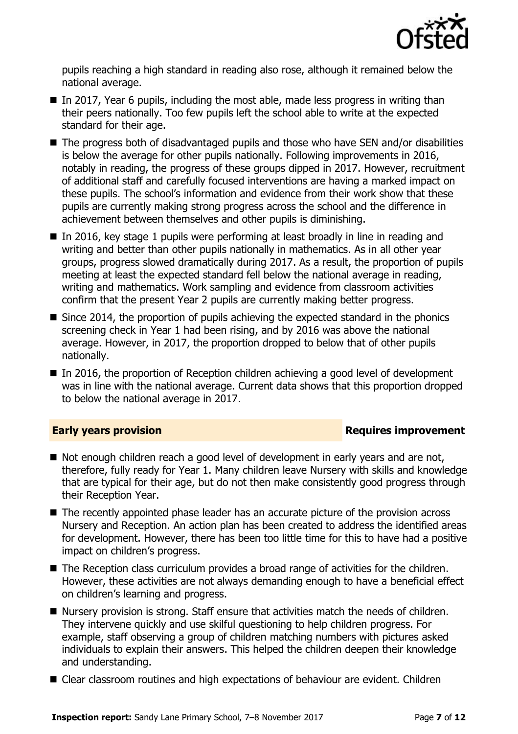pupils reaching a high standard in reading also rose, although it remained below the national average.

- In 2017, Year 6 pupils, including the most able, made less progress in writing than their peers nationally. Too few pupils left the school able to write at the expected standard for their age.
- The progress both of disadvantaged pupils and those who have SEN and/or disabilities is below the average for other pupils nationally. Following improvements in 2016, notably in reading, the progress of these groups dipped in 2017. However, recruitment of additional staff and carefully focused interventions are having a marked impact on these pupils. The school's information and evidence from their work show that these pupils are currently making strong progress across the school and the difference in achievement between themselves and other pupils is diminishing.
- In 2016, key stage 1 pupils were performing at least broadly in line in reading and writing and better than other pupils nationally in mathematics. As in all other year groups, progress slowed dramatically during 2017. As a result, the proportion of pupils meeting at least the expected standard fell below the national average in reading, writing and mathematics. Work sampling and evidence from classroom activities confirm that the present Year 2 pupils are currently making better progress.
- Since 2014, the proportion of pupils achieving the expected standard in the phonics screening check in Year 1 had been rising, and by 2016 was above the national average. However, in 2017, the proportion dropped to below that of other pupils nationally.
- In 2016, the proportion of Reception children achieving a good level of development was in line with the national average. Current data shows that this proportion dropped to below the national average in 2017.

## Early years provision — Requires improvement

- Not enough children reach a good level of development in early years and are not, therefore, fully ready for Year 1. Many children leave Nursery with skills and knowledge that are typical for their age, but do not then make consistently good progress through their Reception Year.
- The recently appointed phase leader has an accurate picture of the provision across Nursery and Reception. An action plan has been created to address the identified areas for development. However, there has been too little time for this to have had a positive impact on children's progress.
- The Reception class curriculum provides a broad range of activities for the children. However, these activities are not always demanding enough to have a beneficial effect on children's learning and progress.
- Nursery provision is strong. Staff ensure that activities match the needs of children. They intervene quickly and use skilful questioning to help children progress. For example, staff observing a group of children matching numbers with pictures asked individuals to explain their answers. This helped the children deepen their knowledge and understanding.
- Clear classroom routines and high expectations of behaviour are evident. Children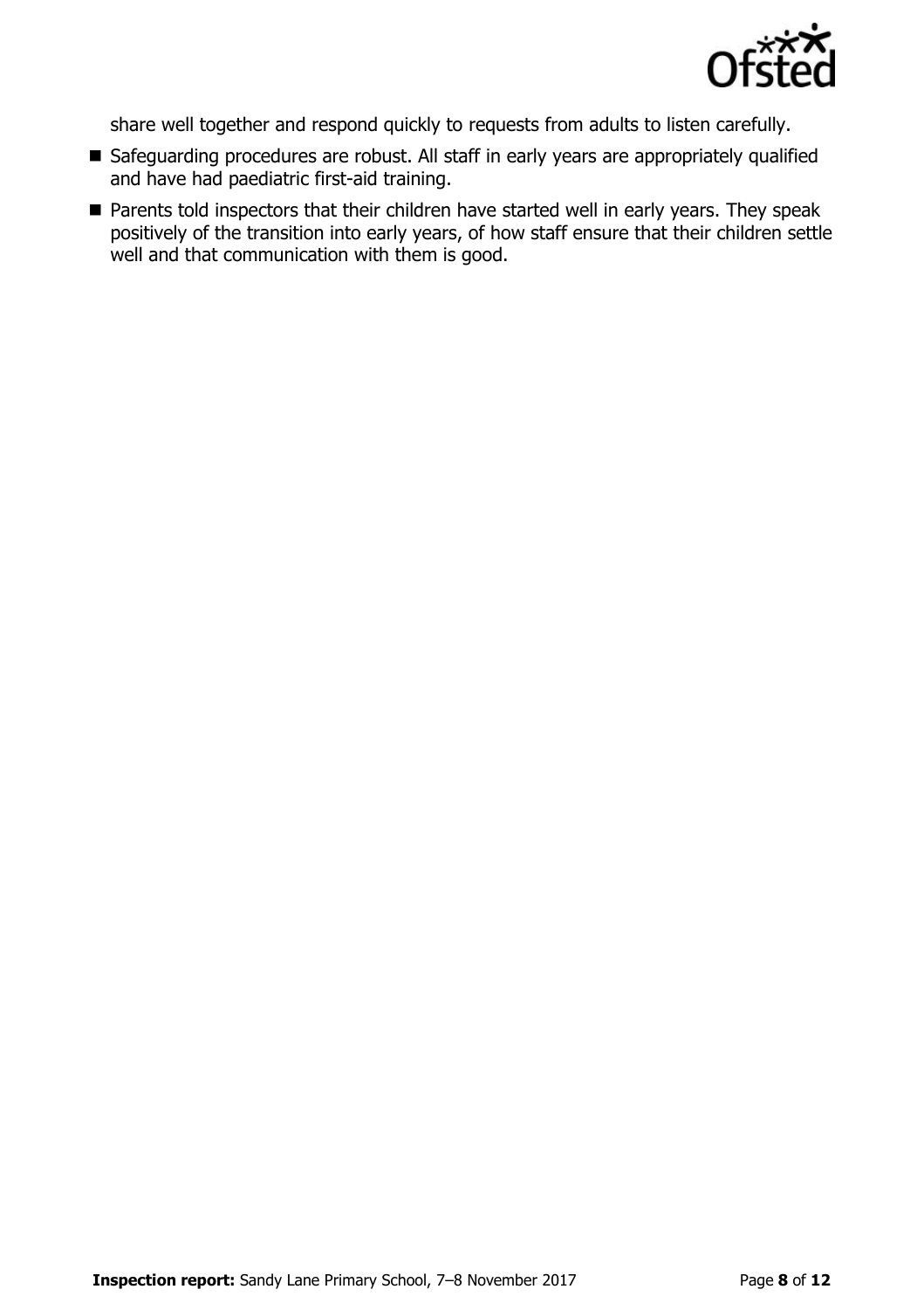share well together and respond quickly to requests from adults to listen carefully.

- Safeguarding procedures are robust. All staff in early years are appropriately qualified and have had paediatric first-aid training.
- Parents told inspectors that their children have started well in early years. They speak positively of the transition into early years, of how staff ensure that their children settle well and that communication with them is good.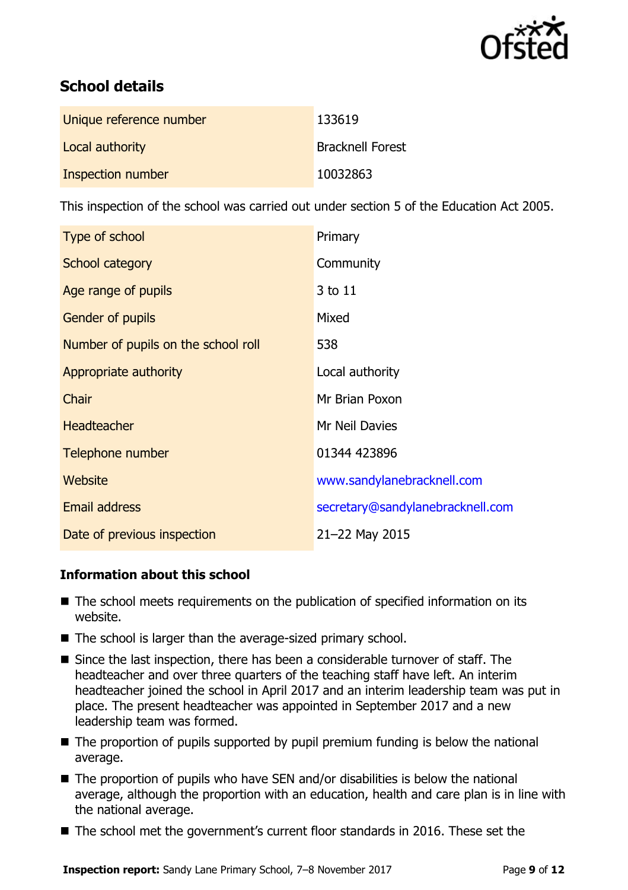## School details

| | |
|---|---|
| Unique reference number | 133619 |
| Local authority | Bracknell Forest |
| Inspection number | 10032863 |

This inspection of the school was carried out under section 5 of the Education Act 2005.

| | |
|---|---|
| Type of school | Primary |
| School category | Community |
| Age range of pupils | 3 to 11 |
| Gender of pupils | Mixed |
| Number of pupils on the school roll | 538 |
| Appropriate authority | Local authority |
| Chair | Mr Brian Poxon |
| Headteacher | Mr Neil Davies |
| Telephone number | 01344 423896 |
| Website | www.sandylanebracknell.com |
| Email address | secretary@sandylanebracknell.com |
| Date of previous inspection | 21–22 May 2015 |

### Information about this school

- The school meets requirements on the publication of specified information on its website.
- The school is larger than the average-sized primary school.
- Since the last inspection, there has been a considerable turnover of staff. The headteacher and over three quarters of the teaching staff have left. An interim headteacher joined the school in April 2017 and an interim leadership team was put in place. The present headteacher was appointed in September 2017 and a new leadership team was formed.
- The proportion of pupils supported by pupil premium funding is below the national average.
- The proportion of pupils who have SEN and/or disabilities is below the national average, although the proportion with an education, health and care plan is in line with the national average.
- The school met the government's current floor standards in 2016. These set the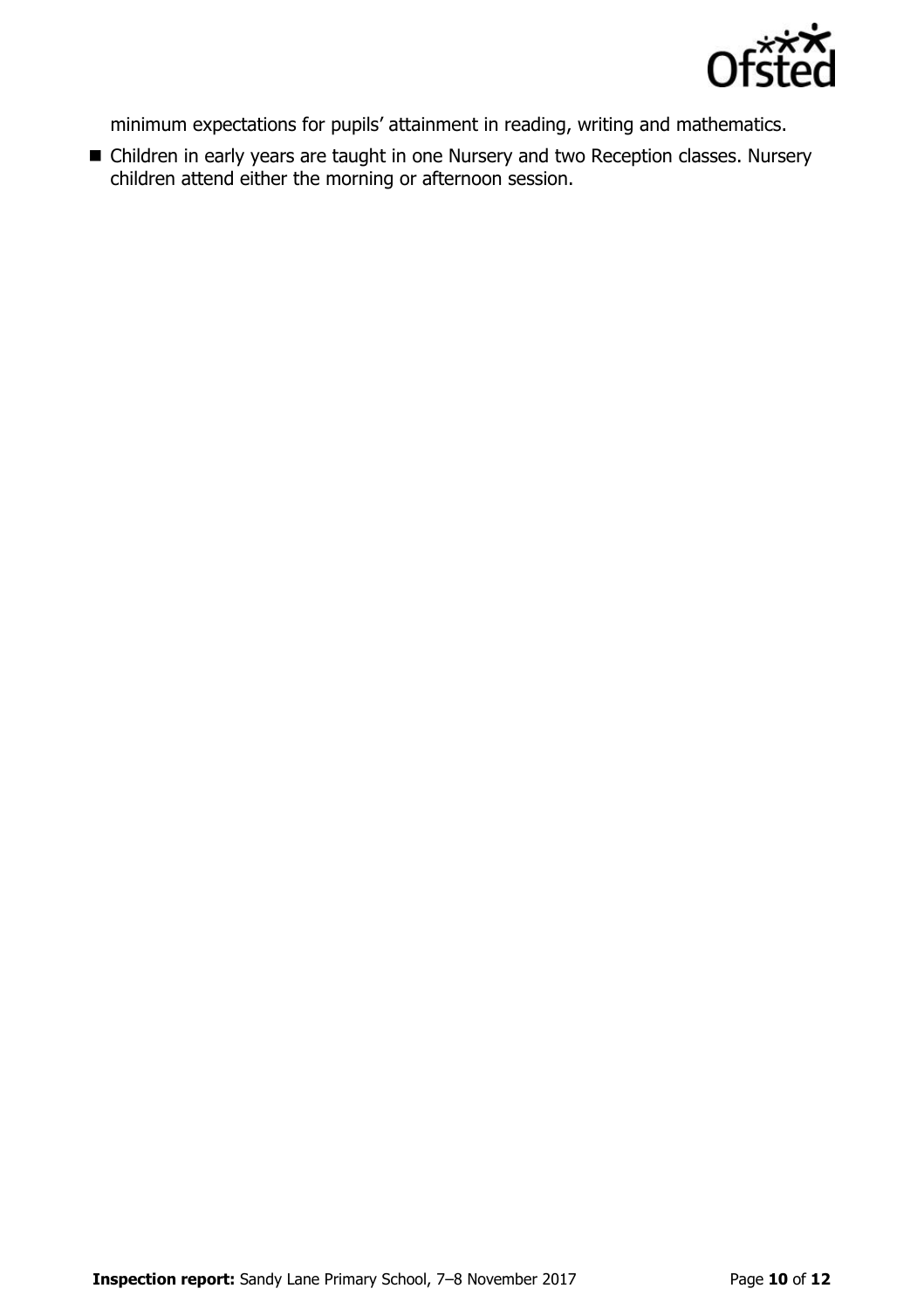minimum expectations for pupils' attainment in reading, writing and mathematics.

- Children in early years are taught in one Nursery and two Reception classes. Nursery children attend either the morning or afternoon session.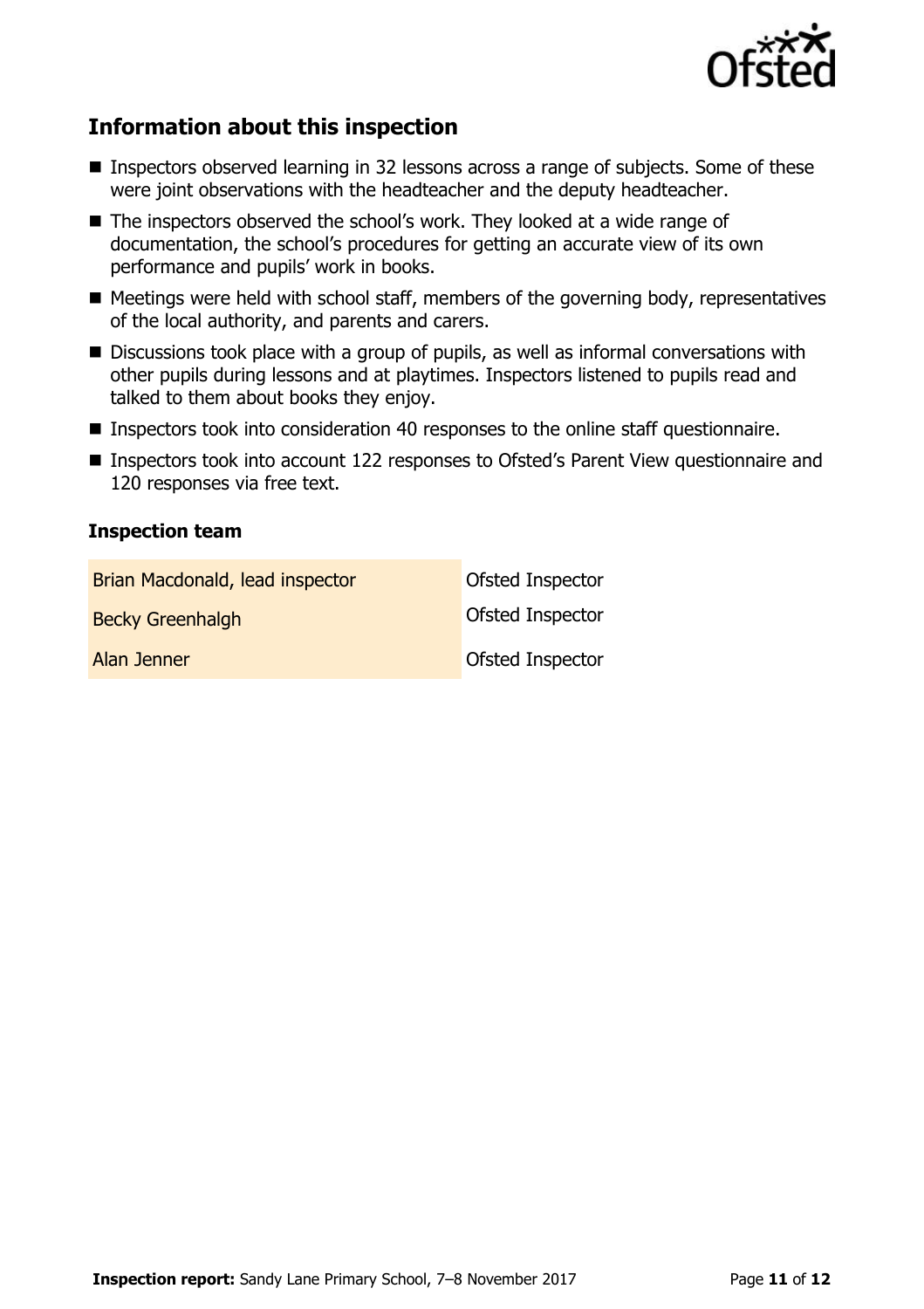## Information about this inspection

- Inspectors observed learning in 32 lessons across a range of subjects. Some of these were joint observations with the headteacher and the deputy headteacher.
- The inspectors observed the school's work. They looked at a wide range of documentation, the school's procedures for getting an accurate view of its own performance and pupils' work in books.
- Meetings were held with school staff, members of the governing body, representatives of the local authority, and parents and carers.
- Discussions took place with a group of pupils, as well as informal conversations with other pupils during lessons and at playtimes. Inspectors listened to pupils read and talked to them about books they enjoy.
- Inspectors took into consideration 40 responses to the online staff questionnaire.
- Inspectors took into account 122 responses to Ofsted's Parent View questionnaire and 120 responses via free text.

### Inspection team

| | |
|---|---|
| Brian Macdonald, lead inspector | Ofsted Inspector |
| Becky Greenhalgh | Ofsted Inspector |
| Alan Jenner | Ofsted Inspector |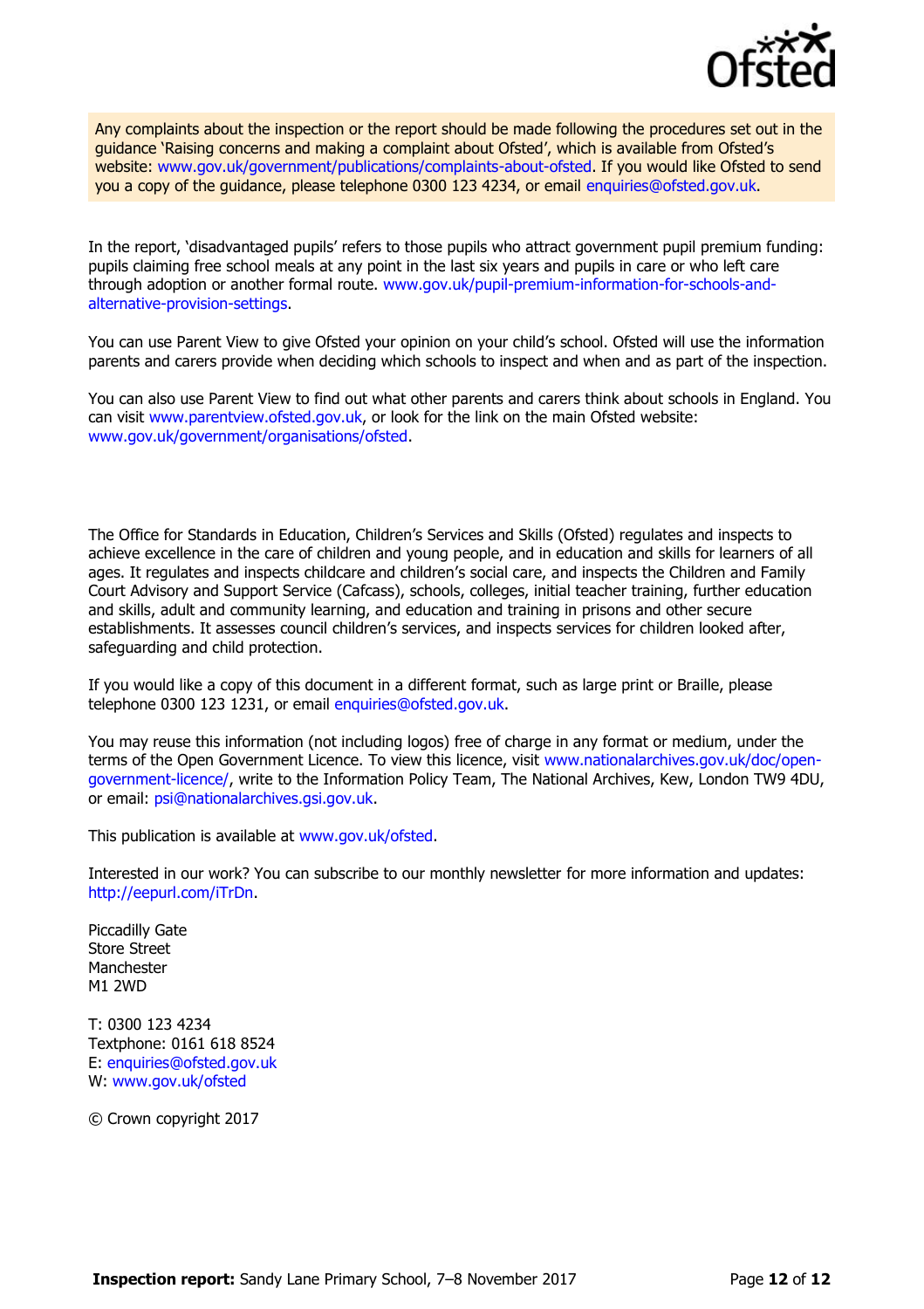Any complaints about the inspection or the report should be made following the procedures set out in the guidance 'Raising concerns and making a complaint about Ofsted', which is available from Ofsted's website: www.gov.uk/government/publications/complaints-about-ofsted. If you would like Ofsted to send you a copy of the guidance, please telephone 0300 123 4234, or email enquiries@ofsted.gov.uk.

In the report, 'disadvantaged pupils' refers to those pupils who attract government pupil premium funding: pupils claiming free school meals at any point in the last six years and pupils in care or who left care through adoption or another formal route. www.gov.uk/pupil-premium-information-for-schools-and-alternative-provision-settings.

You can use Parent View to give Ofsted your opinion on your child's school. Ofsted will use the information parents and carers provide when deciding which schools to inspect and when and as part of the inspection.

You can also use Parent View to find out what other parents and carers think about schools in England. You can visit www.parentview.ofsted.gov.uk, or look for the link on the main Ofsted website: www.gov.uk/government/organisations/ofsted.

The Office for Standards in Education, Children's Services and Skills (Ofsted) regulates and inspects to achieve excellence in the care of children and young people, and in education and skills for learners of all ages. It regulates and inspects childcare and children's social care, and inspects the Children and Family Court Advisory and Support Service (Cafcass), schools, colleges, initial teacher training, further education and skills, adult and community learning, and education and training in prisons and other secure establishments. It assesses council children's services, and inspects services for children looked after, safeguarding and child protection.

If you would like a copy of this document in a different format, such as large print or Braille, please telephone 0300 123 1231, or email enquiries@ofsted.gov.uk.

You may reuse this information (not including logos) free of charge in any format or medium, under the terms of the Open Government Licence. To view this licence, visit www.nationalarchives.gov.uk/doc/open-government-licence/, write to the Information Policy Team, The National Archives, Kew, London TW9 4DU, or email: psi@nationalarchives.gsi.gov.uk.

This publication is available at www.gov.uk/ofsted.

Interested in our work? You can subscribe to our monthly newsletter for more information and updates: http://eepurl.com/iTrDn.

Piccadilly Gate
Store Street
Manchester
M1 2WD

T: 0300 123 4234
Textphone: 0161 618 8524
E: enquiries@ofsted.gov.uk
W: www.gov.uk/ofsted

© Crown copyright 2017